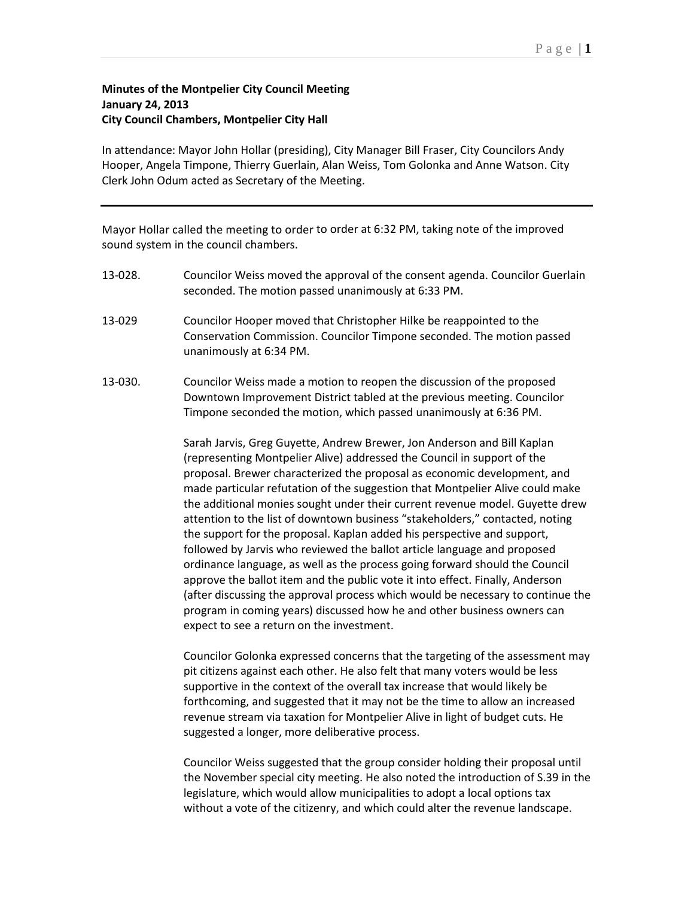**Minutes of the Montpelier City Council Meeting**
**January 24, 2013**
**City Council Chambers, Montpelier City Hall**

In attendance: Mayor John Hollar (presiding), City Manager Bill Fraser, City Councilors Andy Hooper, Angela Timpone, Thierry Guerlain, Alan Weiss, Tom Golonka and Anne Watson. City Clerk John Odum acted as Secretary of the Meeting.

---

Mayor Hollar called the meeting to order to order at 6:32 PM, taking note of the improved sound system in the council chambers.

13-028. Councilor Weiss moved the approval of the consent agenda. Councilor Guerlain seconded. The motion passed unanimously at 6:33 PM.

13-029 Councilor Hooper moved that Christopher Hilke be reappointed to the Conservation Commission. Councilor Timpone seconded. The motion passed unanimously at 6:34 PM.

13-030. Councilor Weiss made a motion to reopen the discussion of the proposed Downtown Improvement District tabled at the previous meeting. Councilor Timpone seconded the motion, which passed unanimously at 6:36 PM.

Sarah Jarvis, Greg Guyette, Andrew Brewer, Jon Anderson and Bill Kaplan (representing Montpelier Alive) addressed the Council in support of the proposal. Brewer characterized the proposal as economic development, and made particular refutation of the suggestion that Montpelier Alive could make the additional monies sought under their current revenue model. Guyette drew attention to the list of downtown business "stakeholders," contacted, noting the support for the proposal. Kaplan added his perspective and support, followed by Jarvis who reviewed the ballot article language and proposed ordinance language, as well as the process going forward should the Council approve the ballot item and the public vote it into effect. Finally, Anderson (after discussing the approval process which would be necessary to continue the program in coming years) discussed how he and other business owners can expect to see a return on the investment.

Councilor Golonka expressed concerns that the targeting of the assessment may pit citizens against each other. He also felt that many voters would be less supportive in the context of the overall tax increase that would likely be forthcoming, and suggested that it may not be the time to allow an increased revenue stream via taxation for Montpelier Alive in light of budget cuts. He suggested a longer, more deliberative process.

Councilor Weiss suggested that the group consider holding their proposal until the November special city meeting. He also noted the introduction of S.39 in the legislature, which would allow municipalities to adopt a local options tax without a vote of the citizenry, and which could alter the revenue landscape.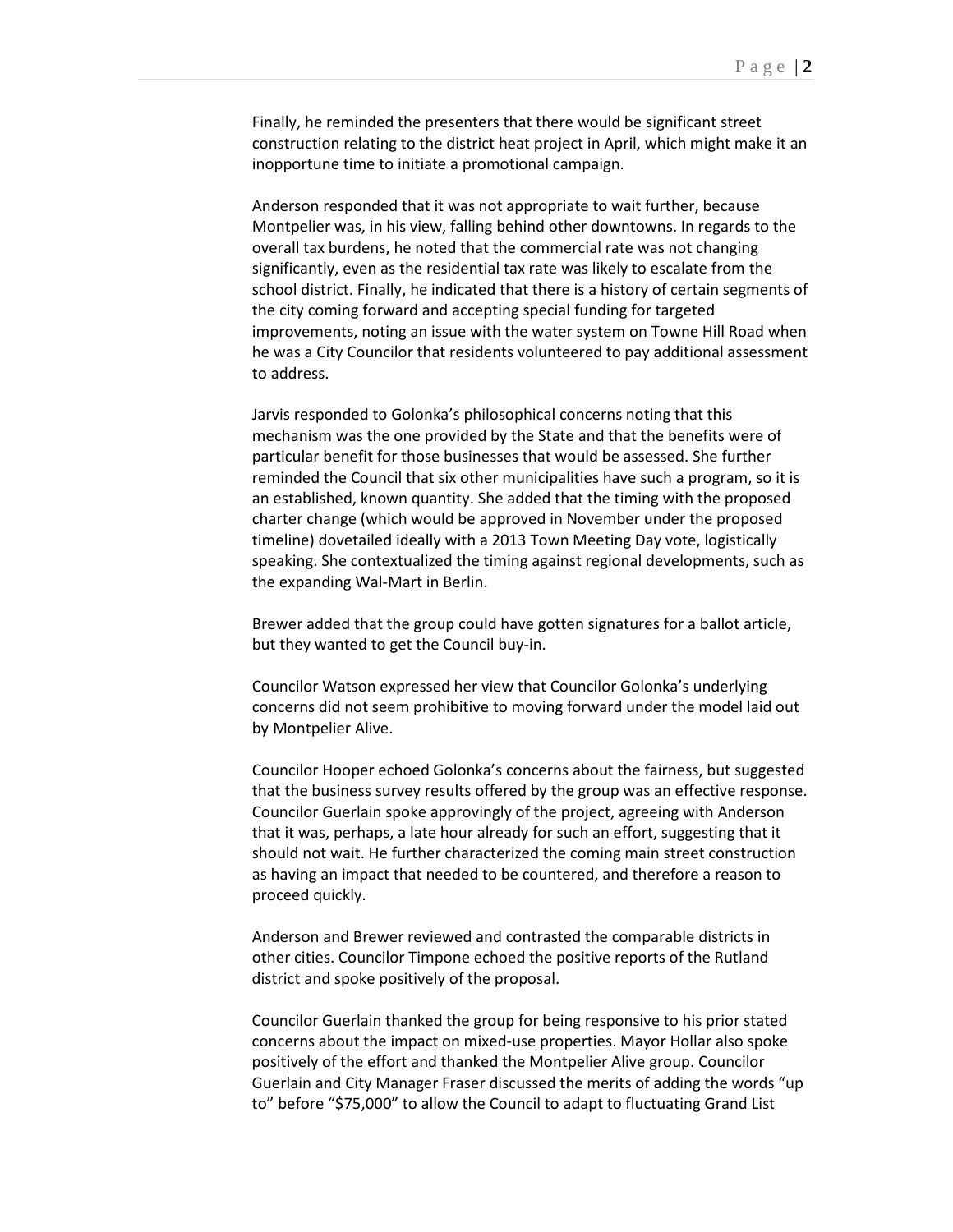Finally, he reminded the presenters that there would be significant street construction relating to the district heat project in April, which might make it an inopportune time to initiate a promotional campaign.

Anderson responded that it was not appropriate to wait further, because Montpelier was, in his view, falling behind other downtowns. In regards to the overall tax burdens, he noted that the commercial rate was not changing significantly, even as the residential tax rate was likely to escalate from the school district. Finally, he indicated that there is a history of certain segments of the city coming forward and accepting special funding for targeted improvements, noting an issue with the water system on Towne Hill Road when he was a City Councilor that residents volunteered to pay additional assessment to address.

Jarvis responded to Golonka's philosophical concerns noting that this mechanism was the one provided by the State and that the benefits were of particular benefit for those businesses that would be assessed. She further reminded the Council that six other municipalities have such a program, so it is an established, known quantity. She added that the timing with the proposed charter change (which would be approved in November under the proposed timeline) dovetailed ideally with a 2013 Town Meeting Day vote, logistically speaking. She contextualized the timing against regional developments, such as the expanding Wal-Mart in Berlin.

Brewer added that the group could have gotten signatures for a ballot article, but they wanted to get the Council buy-in.

Councilor Watson expressed her view that Councilor Golonka's underlying concerns did not seem prohibitive to moving forward under the model laid out by Montpelier Alive.

Councilor Hooper echoed Golonka's concerns about the fairness, but suggested that the business survey results offered by the group was an effective response. Councilor Guerlain spoke approvingly of the project, agreeing with Anderson that it was, perhaps, a late hour already for such an effort, suggesting that it should not wait. He further characterized the coming main street construction as having an impact that needed to be countered, and therefore a reason to proceed quickly.

Anderson and Brewer reviewed and contrasted the comparable districts in other cities. Councilor Timpone echoed the positive reports of the Rutland district and spoke positively of the proposal.

Councilor Guerlain thanked the group for being responsive to his prior stated concerns about the impact on mixed-use properties. Mayor Hollar also spoke positively of the effort and thanked the Montpelier Alive group. Councilor Guerlain and City Manager Fraser discussed the merits of adding the words "up to" before "$75,000" to allow the Council to adapt to fluctuating Grand List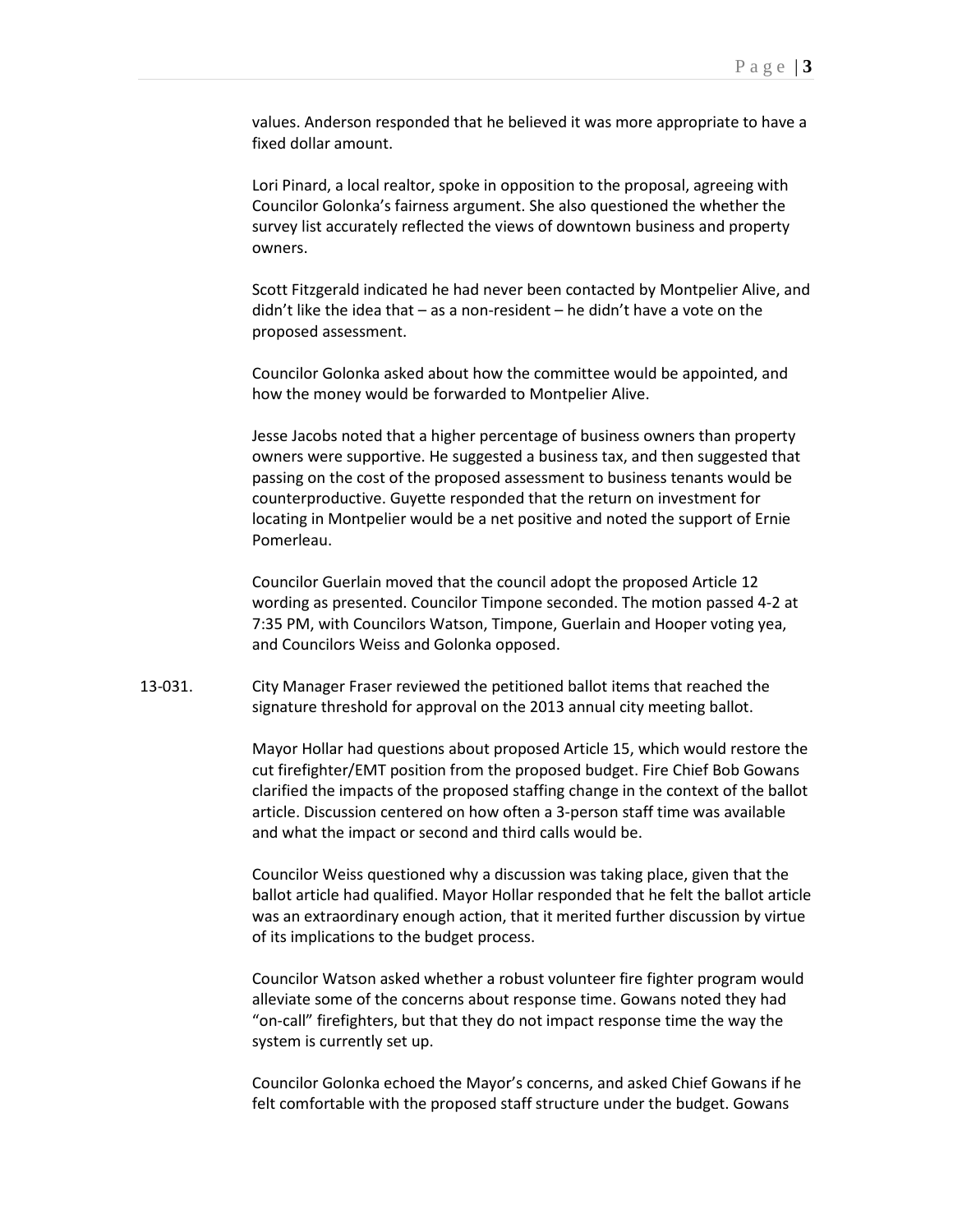values. Anderson responded that he believed it was more appropriate to have a fixed dollar amount.

Lori Pinard, a local realtor, spoke in opposition to the proposal, agreeing with Councilor Golonka's fairness argument. She also questioned the whether the survey list accurately reflected the views of downtown business and property owners.

Scott Fitzgerald indicated he had never been contacted by Montpelier Alive, and didn't like the idea that – as a non-resident – he didn't have a vote on the proposed assessment.

Councilor Golonka asked about how the committee would be appointed, and how the money would be forwarded to Montpelier Alive.

Jesse Jacobs noted that a higher percentage of business owners than property owners were supportive. He suggested a business tax, and then suggested that passing on the cost of the proposed assessment to business tenants would be counterproductive. Guyette responded that the return on investment for locating in Montpelier would be a net positive and noted the support of Ernie Pomerleau.

Councilor Guerlain moved that the council adopt the proposed Article 12 wording as presented. Councilor Timpone seconded. The motion passed 4-2 at 7:35 PM, with Councilors Watson, Timpone, Guerlain and Hooper voting yea, and Councilors Weiss and Golonka opposed.

13-031. City Manager Fraser reviewed the petitioned ballot items that reached the signature threshold for approval on the 2013 annual city meeting ballot.

Mayor Hollar had questions about proposed Article 15, which would restore the cut firefighter/EMT position from the proposed budget. Fire Chief Bob Gowans clarified the impacts of the proposed staffing change in the context of the ballot article. Discussion centered on how often a 3-person staff time was available and what the impact or second and third calls would be.

Councilor Weiss questioned why a discussion was taking place, given that the ballot article had qualified. Mayor Hollar responded that he felt the ballot article was an extraordinary enough action, that it merited further discussion by virtue of its implications to the budget process.

Councilor Watson asked whether a robust volunteer fire fighter program would alleviate some of the concerns about response time. Gowans noted they had "on-call" firefighters, but that they do not impact response time the way the system is currently set up.

Councilor Golonka echoed the Mayor's concerns, and asked Chief Gowans if he felt comfortable with the proposed staff structure under the budget. Gowans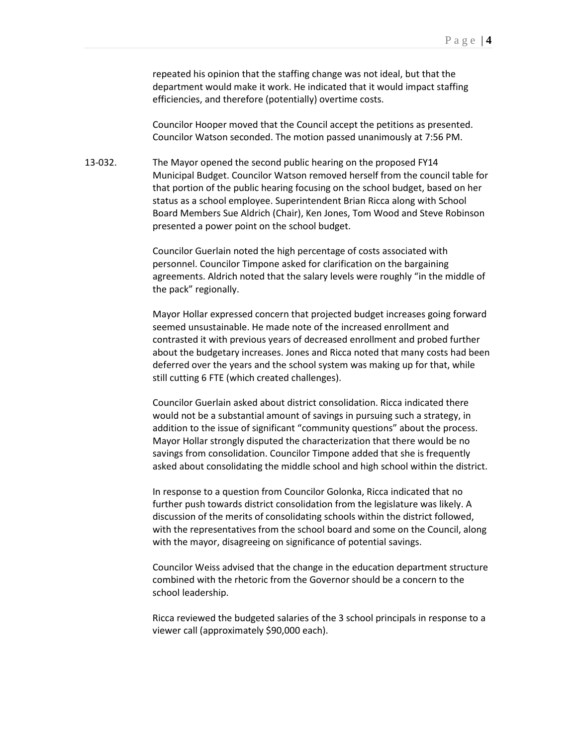repeated his opinion that the staffing change was not ideal, but that the department would make it work. He indicated that it would impact staffing efficiencies, and therefore (potentially) overtime costs.

Councilor Hooper moved that the Council accept the petitions as presented. Councilor Watson seconded. The motion passed unanimously at 7:56 PM.

13-032. The Mayor opened the second public hearing on the proposed FY14 Municipal Budget. Councilor Watson removed herself from the council table for that portion of the public hearing focusing on the school budget, based on her status as a school employee. Superintendent Brian Ricca along with School Board Members Sue Aldrich (Chair), Ken Jones, Tom Wood and Steve Robinson presented a power point on the school budget.

Councilor Guerlain noted the high percentage of costs associated with personnel. Councilor Timpone asked for clarification on the bargaining agreements. Aldrich noted that the salary levels were roughly "in the middle of the pack" regionally.

Mayor Hollar expressed concern that projected budget increases going forward seemed unsustainable. He made note of the increased enrollment and contrasted it with previous years of decreased enrollment and probed further about the budgetary increases. Jones and Ricca noted that many costs had been deferred over the years and the school system was making up for that, while still cutting 6 FTE (which created challenges).

Councilor Guerlain asked about district consolidation. Ricca indicated there would not be a substantial amount of savings in pursuing such a strategy, in addition to the issue of significant "community questions" about the process. Mayor Hollar strongly disputed the characterization that there would be no savings from consolidation. Councilor Timpone added that she is frequently asked about consolidating the middle school and high school within the district.

In response to a question from Councilor Golonka, Ricca indicated that no further push towards district consolidation from the legislature was likely. A discussion of the merits of consolidating schools within the district followed, with the representatives from the school board and some on the Council, along with the mayor, disagreeing on significance of potential savings.

Councilor Weiss advised that the change in the education department structure combined with the rhetoric from the Governor should be a concern to the school leadership.

Ricca reviewed the budgeted salaries of the 3 school principals in response to a viewer call (approximately $90,000 each).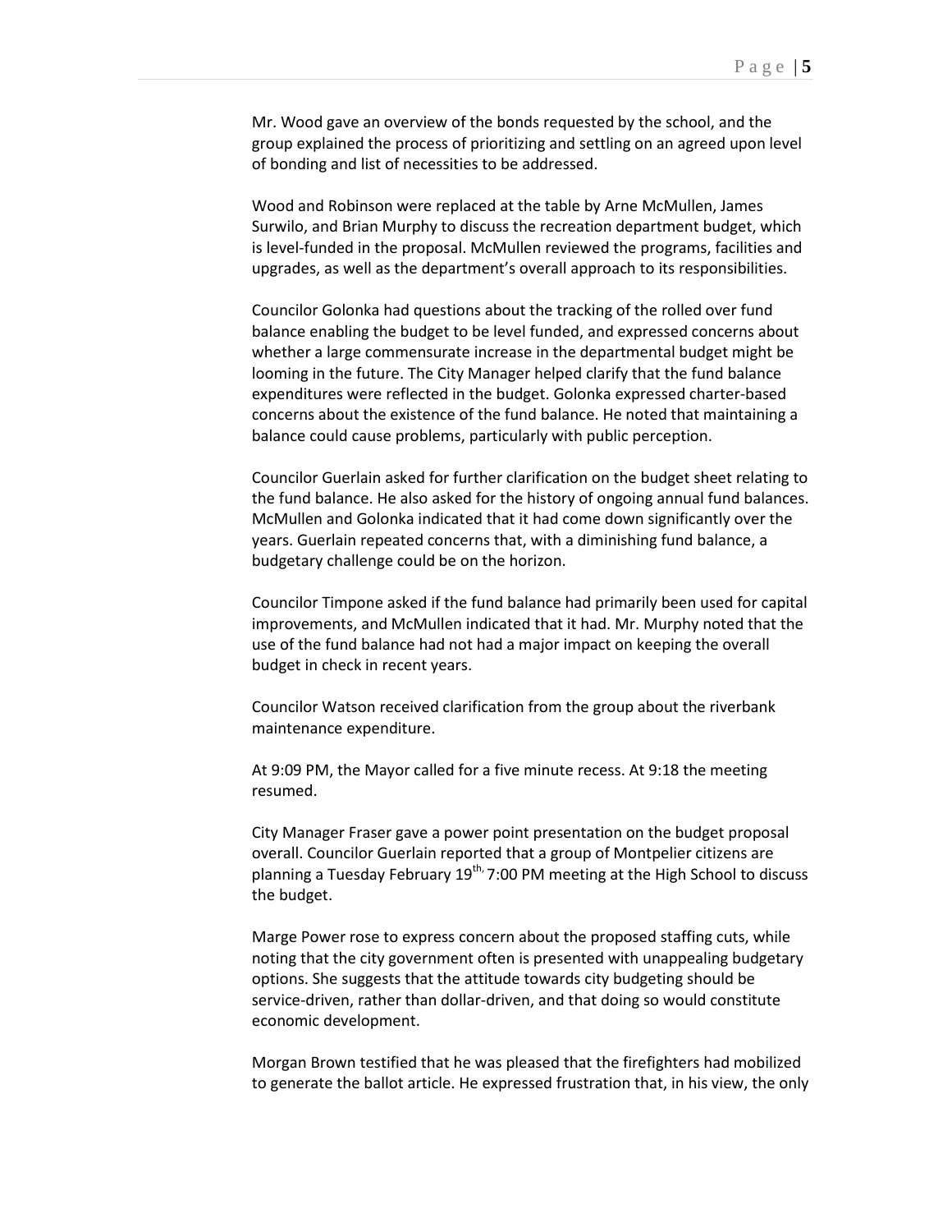Mr. Wood gave an overview of the bonds requested by the school, and the group explained the process of prioritizing and settling on an agreed upon level of bonding and list of necessities to be addressed.

Wood and Robinson were replaced at the table by Arne McMullen, James Surwilo, and Brian Murphy to discuss the recreation department budget, which is level-funded in the proposal. McMullen reviewed the programs, facilities and upgrades, as well as the department's overall approach to its responsibilities.

Councilor Golonka had questions about the tracking of the rolled over fund balance enabling the budget to be level funded, and expressed concerns about whether a large commensurate increase in the departmental budget might be looming in the future. The City Manager helped clarify that the fund balance expenditures were reflected in the budget. Golonka expressed charter-based concerns about the existence of the fund balance. He noted that maintaining a balance could cause problems, particularly with public perception.

Councilor Guerlain asked for further clarification on the budget sheet relating to the fund balance. He also asked for the history of ongoing annual fund balances. McMullen and Golonka indicated that it had come down significantly over the years. Guerlain repeated concerns that, with a diminishing fund balance, a budgetary challenge could be on the horizon.

Councilor Timpone asked if the fund balance had primarily been used for capital improvements, and McMullen indicated that it had. Mr. Murphy noted that the use of the fund balance had not had a major impact on keeping the overall budget in check in recent years.

Councilor Watson received clarification from the group about the riverbank maintenance expenditure.

At 9:09 PM, the Mayor called for a five minute recess. At 9:18 the meeting resumed.

City Manager Fraser gave a power point presentation on the budget proposal overall. Councilor Guerlain reported that a group of Montpelier citizens are planning a Tuesday February 19th, 7:00 PM meeting at the High School to discuss the budget.

Marge Power rose to express concern about the proposed staffing cuts, while noting that the city government often is presented with unappealing budgetary options. She suggests that the attitude towards city budgeting should be service-driven, rather than dollar-driven, and that doing so would constitute economic development.

Morgan Brown testified that he was pleased that the firefighters had mobilized to generate the ballot article. He expressed frustration that, in his view, the only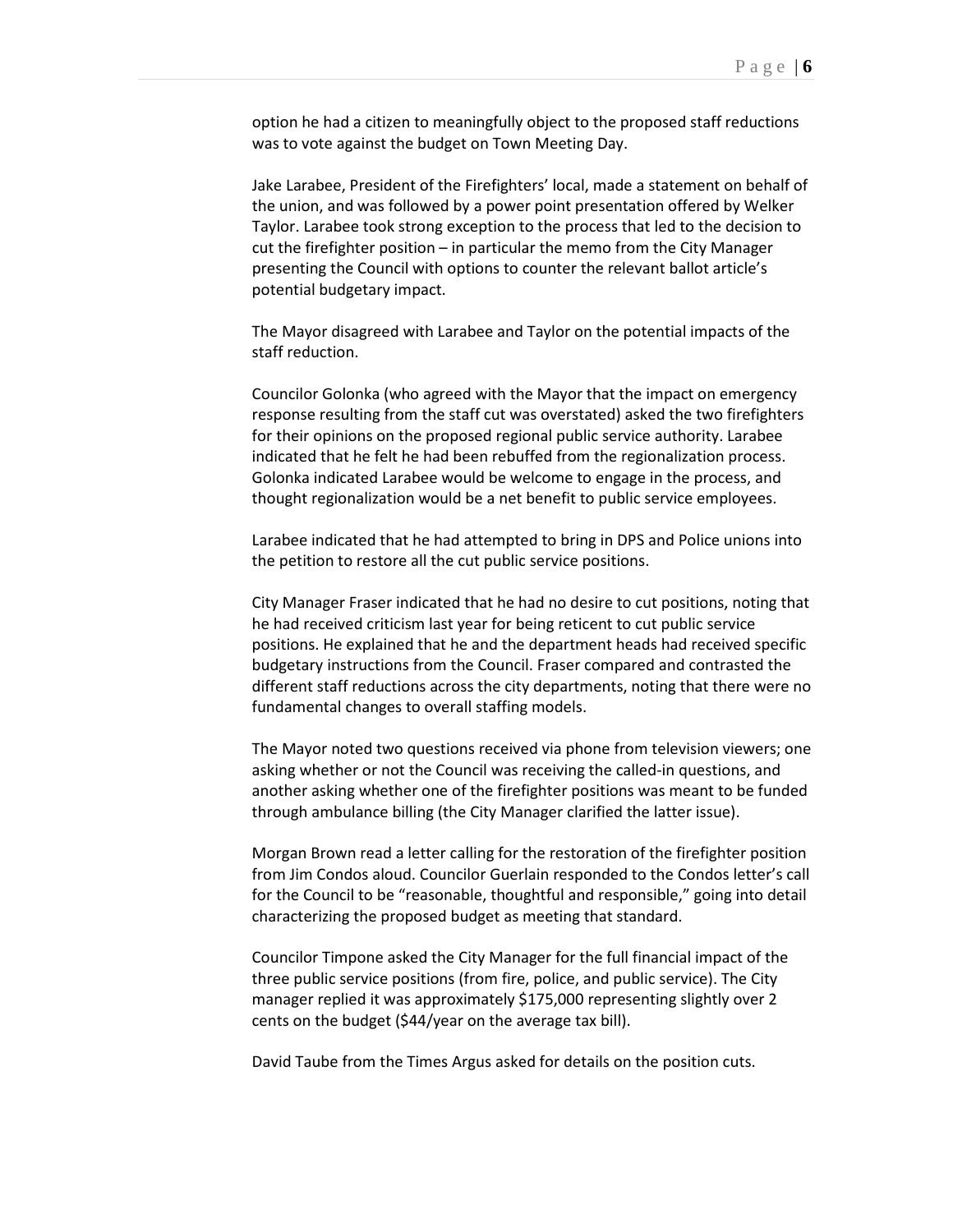option he had a citizen to meaningfully object to the proposed staff reductions was to vote against the budget on Town Meeting Day.

Jake Larabee, President of the Firefighters' local, made a statement on behalf of the union, and was followed by a power point presentation offered by Welker Taylor. Larabee took strong exception to the process that led to the decision to cut the firefighter position – in particular the memo from the City Manager presenting the Council with options to counter the relevant ballot article's potential budgetary impact.

The Mayor disagreed with Larabee and Taylor on the potential impacts of the staff reduction.

Councilor Golonka (who agreed with the Mayor that the impact on emergency response resulting from the staff cut was overstated) asked the two firefighters for their opinions on the proposed regional public service authority. Larabee indicated that he felt he had been rebuffed from the regionalization process. Golonka indicated Larabee would be welcome to engage in the process, and thought regionalization would be a net benefit to public service employees.

Larabee indicated that he had attempted to bring in DPS and Police unions into the petition to restore all the cut public service positions.

City Manager Fraser indicated that he had no desire to cut positions, noting that he had received criticism last year for being reticent to cut public service positions. He explained that he and the department heads had received specific budgetary instructions from the Council. Fraser compared and contrasted the different staff reductions across the city departments, noting that there were no fundamental changes to overall staffing models.

The Mayor noted two questions received via phone from television viewers; one asking whether or not the Council was receiving the called-in questions, and another asking whether one of the firefighter positions was meant to be funded through ambulance billing (the City Manager clarified the latter issue).

Morgan Brown read a letter calling for the restoration of the firefighter position from Jim Condos aloud. Councilor Guerlain responded to the Condos letter's call for the Council to be "reasonable, thoughtful and responsible," going into detail characterizing the proposed budget as meeting that standard.

Councilor Timpone asked the City Manager for the full financial impact of the three public service positions (from fire, police, and public service). The City manager replied it was approximately $175,000 representing slightly over 2 cents on the budget ($44/year on the average tax bill).

David Taube from the Times Argus asked for details on the position cuts.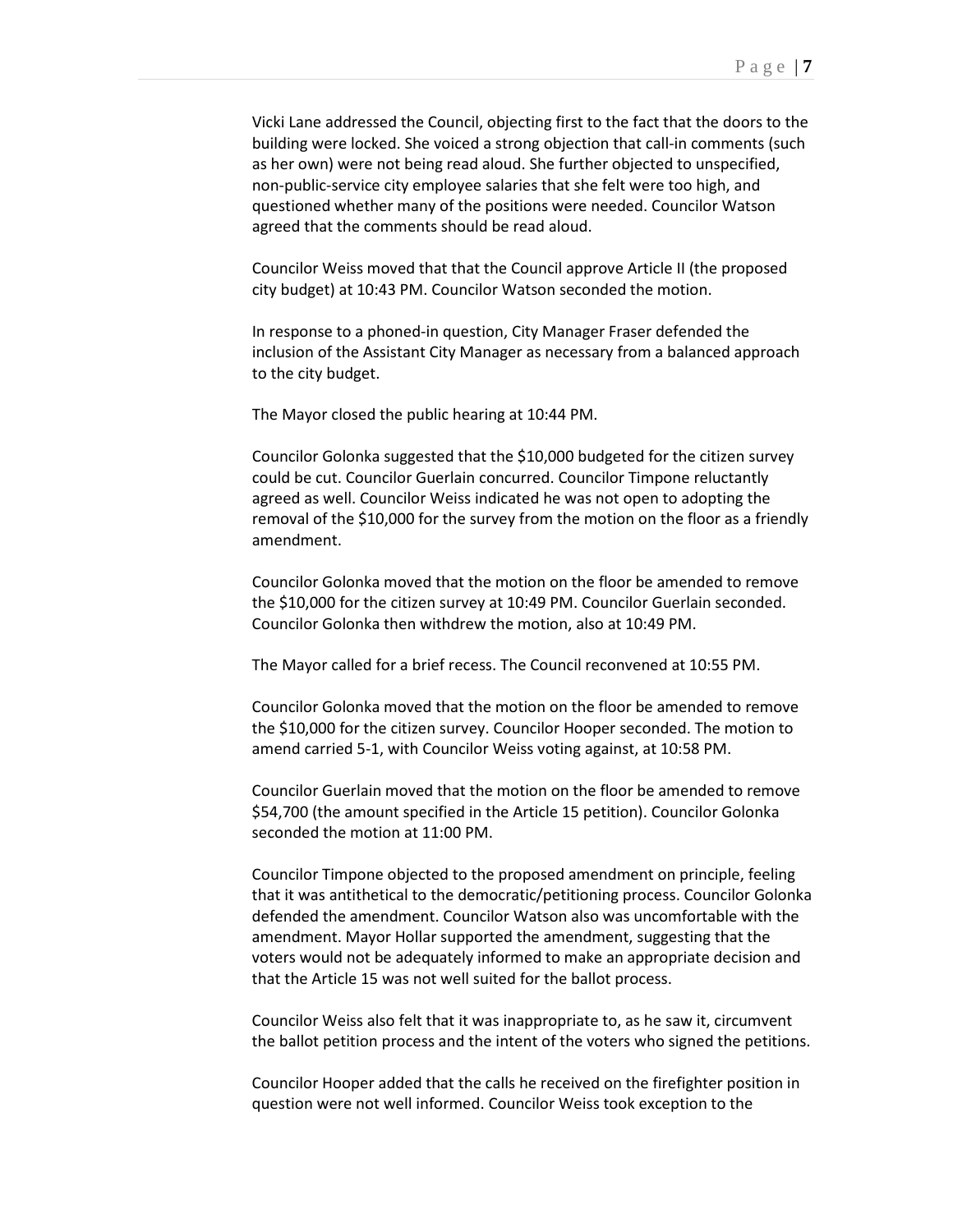Vicki Lane addressed the Council, objecting first to the fact that the doors to the building were locked. She voiced a strong objection that call-in comments (such as her own) were not being read aloud. She further objected to unspecified, non-public-service city employee salaries that she felt were too high, and questioned whether many of the positions were needed. Councilor Watson agreed that the comments should be read aloud.

Councilor Weiss moved that that the Council approve Article II (the proposed city budget) at 10:43 PM. Councilor Watson seconded the motion.

In response to a phoned-in question, City Manager Fraser defended the inclusion of the Assistant City Manager as necessary from a balanced approach to the city budget.

The Mayor closed the public hearing at 10:44 PM.

Councilor Golonka suggested that the $10,000 budgeted for the citizen survey could be cut. Councilor Guerlain concurred. Councilor Timpone reluctantly agreed as well. Councilor Weiss indicated he was not open to adopting the removal of the $10,000 for the survey from the motion on the floor as a friendly amendment.

Councilor Golonka moved that the motion on the floor be amended to remove the $10,000 for the citizen survey at 10:49 PM. Councilor Guerlain seconded. Councilor Golonka then withdrew the motion, also at 10:49 PM.

The Mayor called for a brief recess. The Council reconvened at 10:55 PM.

Councilor Golonka moved that the motion on the floor be amended to remove the $10,000 for the citizen survey. Councilor Hooper seconded. The motion to amend carried 5-1, with Councilor Weiss voting against, at 10:58 PM.

Councilor Guerlain moved that the motion on the floor be amended to remove $54,700 (the amount specified in the Article 15 petition). Councilor Golonka seconded the motion at 11:00 PM.

Councilor Timpone objected to the proposed amendment on principle, feeling that it was antithetical to the democratic/petitioning process. Councilor Golonka defended the amendment. Councilor Watson also was uncomfortable with the amendment. Mayor Hollar supported the amendment, suggesting that the voters would not be adequately informed to make an appropriate decision and that the Article 15 was not well suited for the ballot process.

Councilor Weiss also felt that it was inappropriate to, as he saw it, circumvent the ballot petition process and the intent of the voters who signed the petitions.

Councilor Hooper added that the calls he received on the firefighter position in question were not well informed. Councilor Weiss took exception to the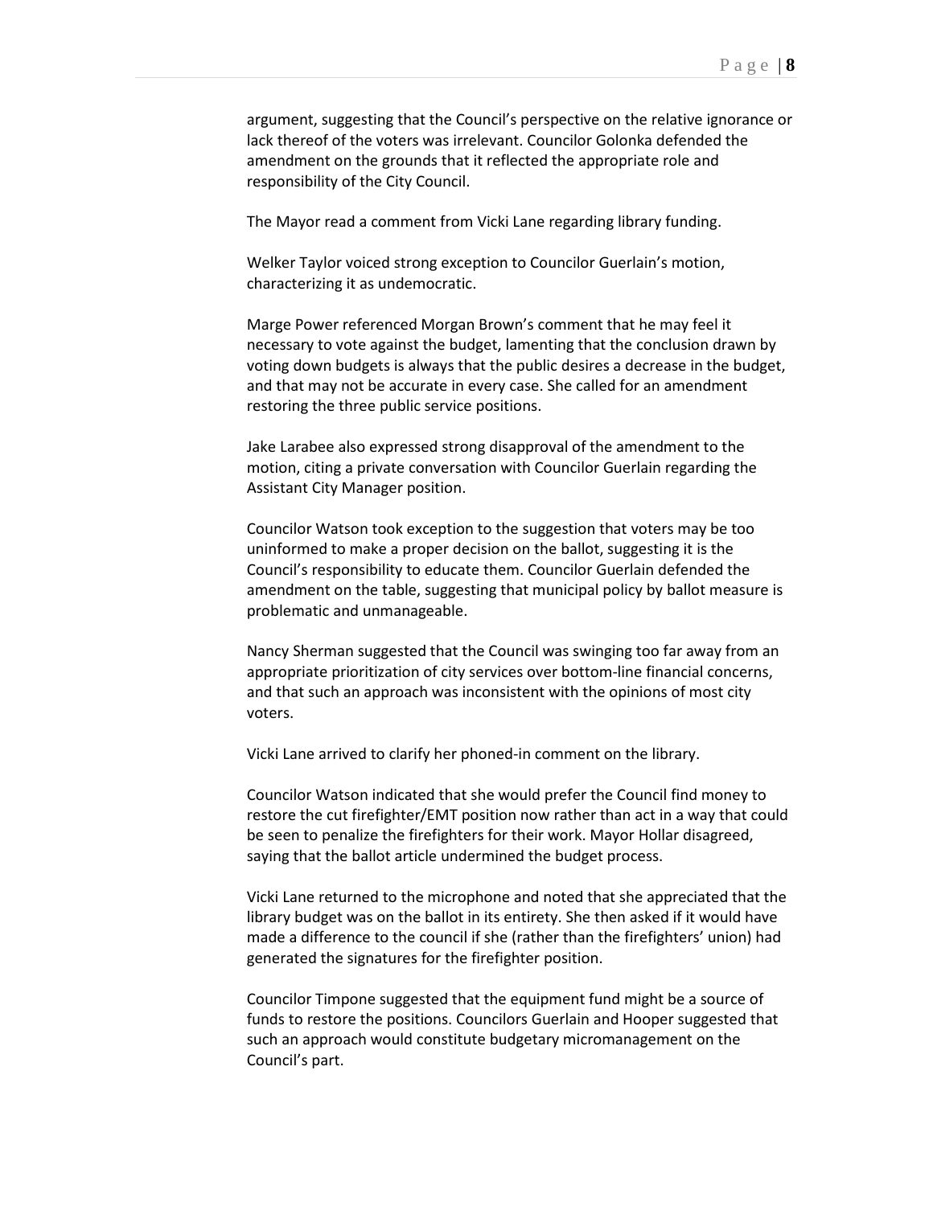argument, suggesting that the Council's perspective on the relative ignorance or lack thereof of the voters was irrelevant. Councilor Golonka defended the amendment on the grounds that it reflected the appropriate role and responsibility of the City Council.

The Mayor read a comment from Vicki Lane regarding library funding.

Welker Taylor voiced strong exception to Councilor Guerlain's motion, characterizing it as undemocratic.

Marge Power referenced Morgan Brown's comment that he may feel it necessary to vote against the budget, lamenting that the conclusion drawn by voting down budgets is always that the public desires a decrease in the budget, and that may not be accurate in every case. She called for an amendment restoring the three public service positions.

Jake Larabee also expressed strong disapproval of the amendment to the motion, citing a private conversation with Councilor Guerlain regarding the Assistant City Manager position.

Councilor Watson took exception to the suggestion that voters may be too uninformed to make a proper decision on the ballot, suggesting it is the Council's responsibility to educate them. Councilor Guerlain defended the amendment on the table, suggesting that municipal policy by ballot measure is problematic and unmanageable.

Nancy Sherman suggested that the Council was swinging too far away from an appropriate prioritization of city services over bottom-line financial concerns, and that such an approach was inconsistent with the opinions of most city voters.

Vicki Lane arrived to clarify her phoned-in comment on the library.

Councilor Watson indicated that she would prefer the Council find money to restore the cut firefighter/EMT position now rather than act in a way that could be seen to penalize the firefighters for their work. Mayor Hollar disagreed, saying that the ballot article undermined the budget process.

Vicki Lane returned to the microphone and noted that she appreciated that the library budget was on the ballot in its entirety. She then asked if it would have made a difference to the council if she (rather than the firefighters' union) had generated the signatures for the firefighter position.

Councilor Timpone suggested that the equipment fund might be a source of funds to restore the positions. Councilors Guerlain and Hooper suggested that such an approach would constitute budgetary micromanagement on the Council's part.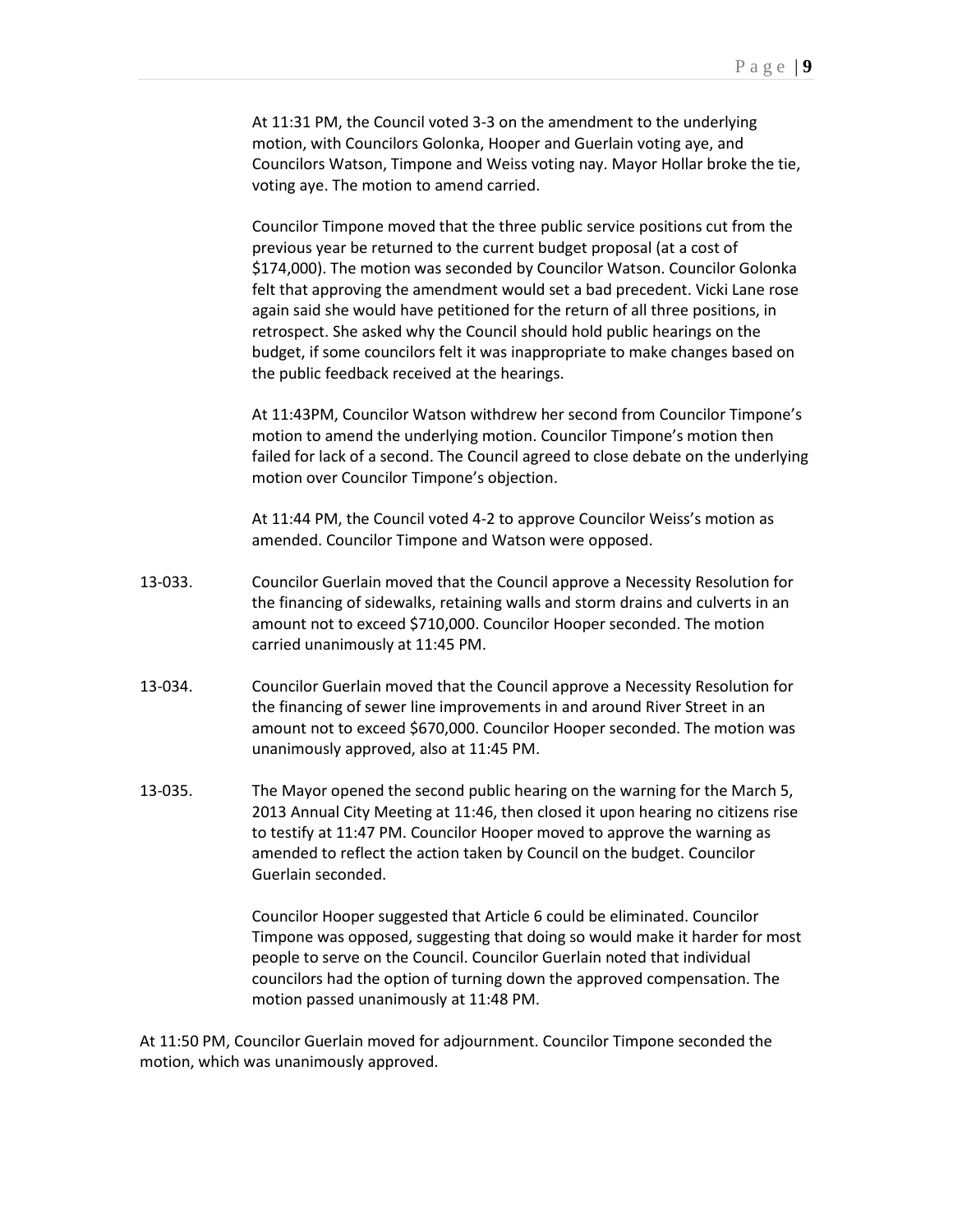At 11:31 PM, the Council voted 3-3 on the amendment to the underlying motion, with Councilors Golonka, Hooper and Guerlain voting aye, and Councilors Watson, Timpone and Weiss voting nay. Mayor Hollar broke the tie, voting aye. The motion to amend carried.

Councilor Timpone moved that the three public service positions cut from the previous year be returned to the current budget proposal (at a cost of $174,000). The motion was seconded by Councilor Watson. Councilor Golonka felt that approving the amendment would set a bad precedent. Vicki Lane rose again said she would have petitioned for the return of all three positions, in retrospect. She asked why the Council should hold public hearings on the budget, if some councilors felt it was inappropriate to make changes based on the public feedback received at the hearings.

At 11:43PM, Councilor Watson withdrew her second from Councilor Timpone's motion to amend the underlying motion. Councilor Timpone's motion then failed for lack of a second. The Council agreed to close debate on the underlying motion over Councilor Timpone's objection.

At 11:44 PM, the Council voted 4-2 to approve Councilor Weiss's motion as amended. Councilor Timpone and Watson were opposed.

13-033. Councilor Guerlain moved that the Council approve a Necessity Resolution for the financing of sidewalks, retaining walls and storm drains and culverts in an amount not to exceed $710,000. Councilor Hooper seconded. The motion carried unanimously at 11:45 PM.

13-034. Councilor Guerlain moved that the Council approve a Necessity Resolution for the financing of sewer line improvements in and around River Street in an amount not to exceed $670,000. Councilor Hooper seconded. The motion was unanimously approved, also at 11:45 PM.

13-035. The Mayor opened the second public hearing on the warning for the March 5, 2013 Annual City Meeting at 11:46, then closed it upon hearing no citizens rise to testify at 11:47 PM. Councilor Hooper moved to approve the warning as amended to reflect the action taken by Council on the budget. Councilor Guerlain seconded.

Councilor Hooper suggested that Article 6 could be eliminated. Councilor Timpone was opposed, suggesting that doing so would make it harder for most people to serve on the Council. Councilor Guerlain noted that individual councilors had the option of turning down the approved compensation. The motion passed unanimously at 11:48 PM.

At 11:50 PM, Councilor Guerlain moved for adjournment. Councilor Timpone seconded the motion, which was unanimously approved.